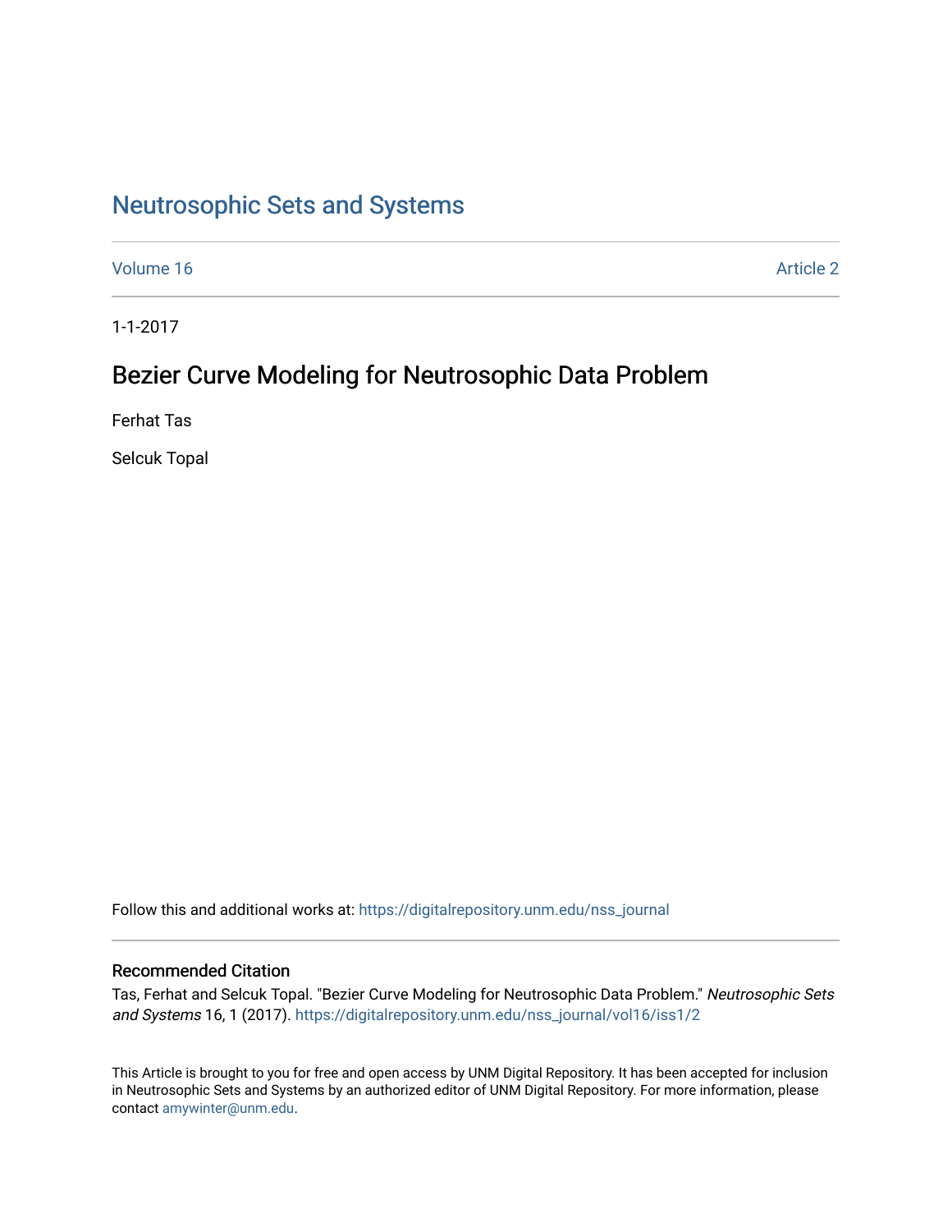# Neutrosophic Sets and Systems

Volume 16 | Article 2

1-1-2017

## Bezier Curve Modeling for Neutrosophic Data Problem

Ferhat Tas

Selcuk Topal

Follow this and additional works at: https://digitalrepository.unm.edu/nss_journal

### Recommended Citation

Tas, Ferhat and Selcuk Topal. "Bezier Curve Modeling for Neutrosophic Data Problem." *Neutrosophic Sets and Systems* 16, 1 (2017). https://digitalrepository.unm.edu/nss_journal/vol16/iss1/2

This Article is brought to you for free and open access by UNM Digital Repository. It has been accepted for inclusion in Neutrosophic Sets and Systems by an authorized editor of UNM Digital Repository. For more information, please contact amywinter@unm.edu.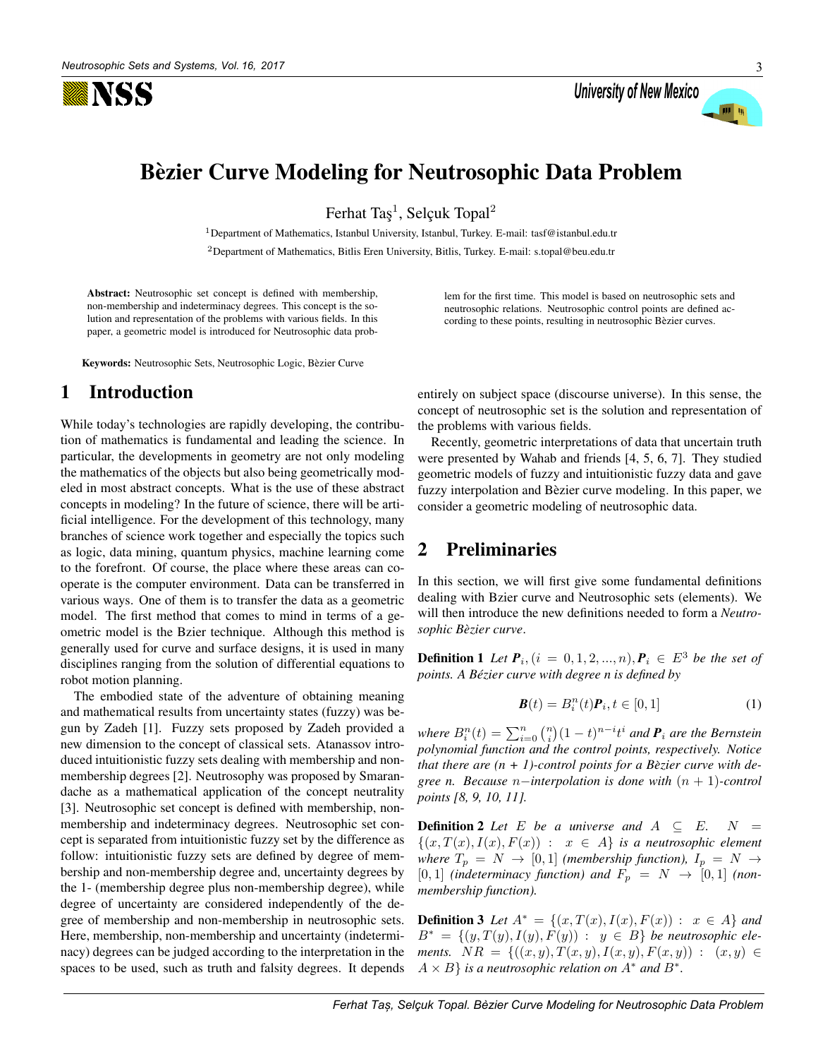# Bèzier Curve Modeling for Neutrosophic Data Problem

Ferhat Taş[1], Selçuk Topal[2]

[1]Department of Mathematics, Istanbul University, Istanbul, Turkey. E-mail: tasf@istanbul.edu.tr

[2]Department of Mathematics, Bitlis Eren University, Bitlis, Turkey. E-mail: s.topal@beu.edu.tr

**Abstract:** Neutrosophic set concept is defined with membership, non-membership and indeterminacy degrees. This concept is the solution and representation of the problems with various fields. In this paper, a geometric model is introduced for Neutrosophic data problem for the first time. This model is based on neutrosophic sets and neutrosophic relations. Neutrosophic control points are defined according to these points, resulting in neutrosophic Bèzier curves.

**Keywords:** Neutrosophic Sets, Neutrosophic Logic, Bèzier Curve

## 1 Introduction

While today's technologies are rapidly developing, the contribution of mathematics is fundamental and leading the science. In particular, the developments in geometry are not only modeling the mathematics of the objects but also being geometrically modeled in most abstract concepts. What is the use of these abstract concepts in modeling? In the future of science, there will be artificial intelligence. For the development of this technology, many branches of science work together and especially the topics such as logic, data mining, quantum physics, machine learning come to the forefront. Of course, the place where these areas can cooperate is the computer environment. Data can be transferred in various ways. One of them is to transfer the data as a geometric model. The first method that comes to mind in terms of a geometric model is the Bzier technique. Although this method is generally used for curve and surface designs, it is used in many disciplines ranging from the solution of differential equations to robot motion planning.

The embodied state of the adventure of obtaining meaning and mathematical results from uncertainty states (fuzzy) was begun by Zadeh [1]. Fuzzy sets proposed by Zadeh provided a new dimension to the concept of classical sets. Atanassov introduced intuitionistic fuzzy sets dealing with membership and non-membership degrees [2]. Neutrosophy was proposed by Smarandache as a mathematical application of the concept neutrality [3]. Neutrosophic set concept is defined with membership, non-membership and indeterminacy degrees. Neutrosophic set concept is separated from intuitionistic fuzzy set by the difference as follow: intuitionistic fuzzy sets are defined by degree of membership and non-membership degree and, uncertainty degrees by the 1- (membership degree plus non-membership degree), while degree of uncertainty are considered independently of the degree of membership and non-membership in neutrosophic sets. Here, membership, non-membership and uncertainty (indeterminacy) degrees can be judged according to the interpretation in the spaces to be used, such as truth and falsity degrees. It depends entirely on subject space (discourse universe). In this sense, the concept of neutrosophic set is the solution and representation of the problems with various fields.

Recently, geometric interpretations of data that uncertain truth were presented by Wahab and friends [4, 5, 6, 7]. They studied geometric models of fuzzy and intuitionistic fuzzy data and gave fuzzy interpolation and Bèzier curve modeling. In this paper, we consider a geometric modeling of neutrosophic data.

## 2 Preliminaries

In this section, we will first give some fundamental definitions dealing with Bzier curve and Neutrosophic sets (elements). We will then introduce the new definitions needed to form a *Neutrosophic Bèzier curve*.

**Definition 1** *Let $\boldsymbol{P}_i, (i = 0, 1, 2, ..., n), \boldsymbol{P}_i \in E^3$ be the set of points. A Bézier curve with degree n is defined by*

$$\boldsymbol{B}(t) = B_i^n(t)\boldsymbol{P}_i, t \in [0, 1] \tag{1}$$

*where $B_i^n(t) = \sum_{i=0}^{n} \binom{n}{i} (1-t)^{n-i} t^i$ and $\boldsymbol{P}_i$ are the Bernstein polynomial function and the control points, respectively. Notice that there are (n + 1)-control points for a Bèzier curve with degree n. Because $n-$interpolation is done with $(n + 1)$-control points [8, 9, 10, 11].*

**Definition 2** *Let $E$ be a universe and $A \subseteq E$. $N = \{(x, T(x), I(x), F(x)) : x \in A\}$ is a neutrosophic element where $T_p = N \to [0, 1]$ (membership function), $I_p = N \to [0, 1]$ (indeterminacy function) and $F_p = N \to [0, 1]$ (non-membership function).*

**Definition 3** *Let $A^* = \{(x, T(x), I(x), F(x)) : x \in A\}$ and $B^* = \{(y, T(y), I(y), F(y)) : y \in B\}$ be neutrosophic elements. $NR = \{((x, y), T(x, y), I(x, y), F(x, y)) : (x, y) \in A \times B\}$ is a neutrosophic relation on $A^*$ and $B^*$.*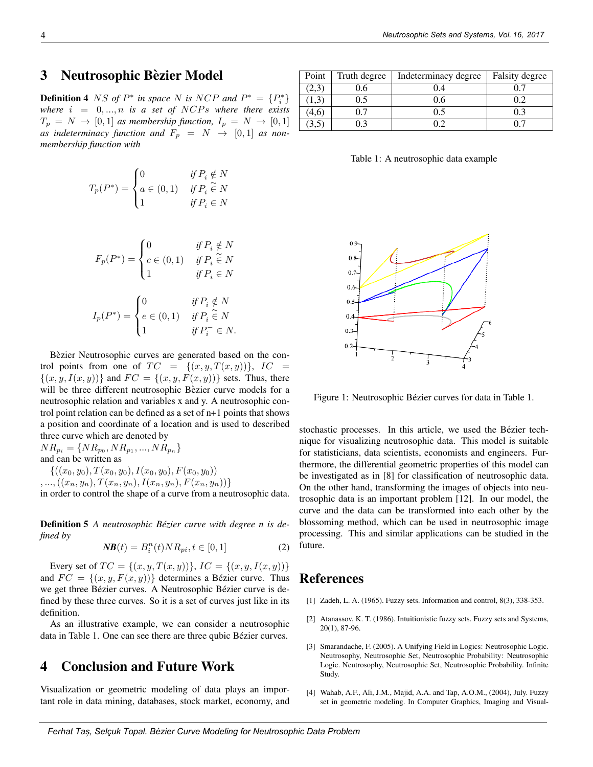## 3 Neutrosophic Bèzier Model

**Definition 4** *$NS$ of $P^*$ in space $N$ is $NCP$ and $P^* = \{P_i^*\}$ where $i = 0,...,n$ is a set of $NCPs$ where there exists $T_p = N \to [0,1]$ as membership function, $I_p = N \to [0,1]$ as indeterminacy function and $F_p = N \to [0,1]$ as non-membership function with*

$$T_p(P^*) = \begin{cases} 0 & \text{if } P_i \notin N \\ a \in (0,1) & \text{if } P_i \tilde{\in} N \\ 1 & \text{if } P_i \in N \end{cases}$$

$$F_p(P^*) = \begin{cases} 0 & \text{if } P_i \notin N \\ c \in (0,1) & \text{if } P_i \tilde{\in} N \\ 1 & \text{if } P_i \in N \end{cases}$$

$$I_p(P^*) = \begin{cases} 0 & \text{if } P_i \notin N \\ e \in (0,1) & \text{if } P_i \tilde{\in} N \\ 1 & \text{if } P_i^- \in N. \end{cases}$$

Bèzier Neutrosophic curves are generated based on the control points from one of $TC = \{(x, y, T(x, y))\}$, $IC = \{(x, y, I(x, y))\}$ and $FC = \{(x, y, F(x, y))\}$ sets. Thus, there will be three different neutrosophic Bèzier curve models for a neutrosophic relation and variables x and y. A neutrosophic control point relation can be defined as a set of n+1 points that shows a position and coordinate of a location and is used to described three curve which are denoted by
$NR_{p_i} = \{NR_{p_0}, NR_{p_1}, ..., NR_{p_n}\}$
and can be written as
$\{((x_0, y_0), T(x_0, y_0), I(x_0, y_0), F(x_0, y_0))$
$, ..., ((x_n, y_n), T(x_n, y_n), I(x_n, y_n), F(x_n, y_n))\}$
in order to control the shape of a curve from a neutrosophic data.

**Definition 5** *A neutrosophic Bézier curve with degree $n$ is defined by*

$$\boldsymbol{NB}(t) = B_i^n(t) NR_{pi}, t \in [0,1] \quad (2)$$

Every set of $TC = \{(x, y, T(x, y))\}$, $IC = \{(x, y, I(x, y))\}$ and $FC = \{(x, y, F(x, y))\}$ determines a Bézier curve. Thus we get three Bézier curves. A Neutrosophic Bézier curve is defined by these three curves. So it is a set of curves just like in its definition.

As an illustrative example, we can consider a neutrosophic data in Table 1. One can see there are three qubic Bézier curves.

| Point | Truth degree | Indeterminacy degree | Falsity degree |
|---|---|---|---|
| (2,3) | 0.6 | 0.4 | 0.7 |
| (1,3) | 0.5 | 0.6 | 0.2 |
| (4,6) | 0.7 | 0.5 | 0.3 |
| (3,5) | 0.3 | 0.2 | 0.7 |

Table 1: A neutrosophic data example

Figure 1: Neutrosophic Bézier curves for data in Table 1.

## 4 Conclusion and Future Work

Visualization or geometric modeling of data plays an important role in data mining, databases, stock market, economy, and stochastic processes. In this article, we used the Bézier technique for visualizing neutrosophic data. This model is suitable for statisticians, data scientists, economists and engineers. Furthermore, the differential geometric properties of this model can be investigated as in [8] for classification of neutrosophic data. On the other hand, transforming the images of objects into neutrosophic data is an important problem [12]. In our model, the curve and the data can be transformed into each other by the blossoming method, which can be used in neutrosophic image processing. This and similar applications can be studied in the future.

## References

[1] Zadeh, L. A. (1965). Fuzzy sets. Information and control, 8(3), 338-353.

[2] Atanassov, K. T. (1986). Intuitionistic fuzzy sets. Fuzzy sets and Systems, 20(1), 87-96.

[3] Smarandache, F. (2005). A Unifying Field in Logics: Neutrosophic Logic. Neutrosophy, Neutrosophic Set, Neutrosophic Probability: Neutrosophic Logic. Neutrosophy, Neutrosophic Set, Neutrosophic Probability. Infinite Study.

[4] Wahab, A.F., Ali, J.M., Majid, A.A. and Tap, A.O.M., (2004), July. Fuzzy set in geometric modeling. In Computer Graphics, Imaging and Visual-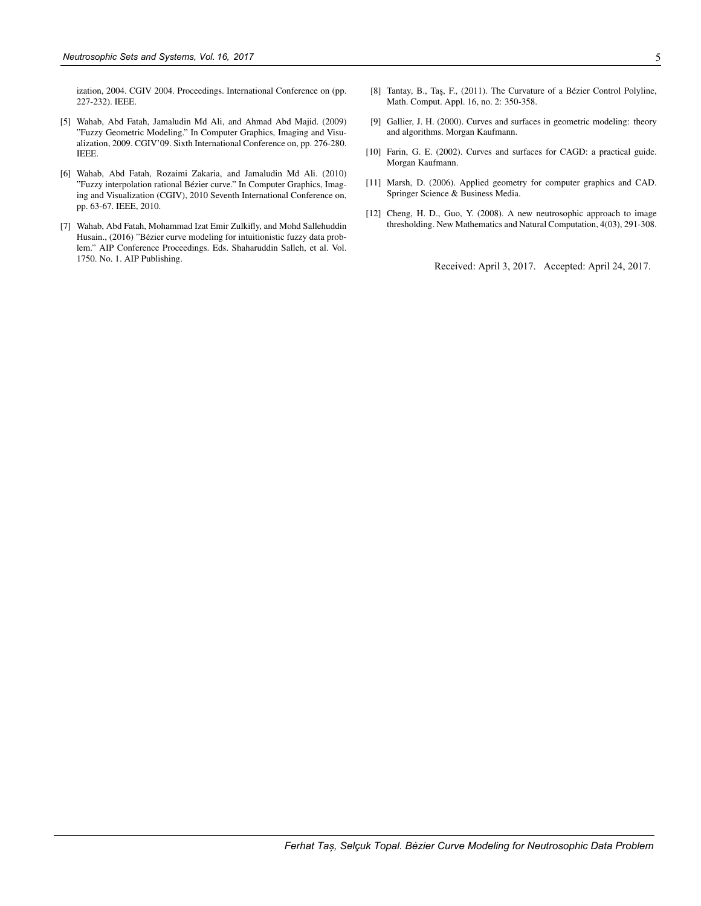ization, 2004. CGIV 2004. Proceedings. International Conference on (pp. 227-232). IEEE.

[5] Wahab, Abd Fatah, Jamaludin Md Ali, and Ahmad Abd Majid. (2009) "Fuzzy Geometric Modeling." In Computer Graphics, Imaging and Visualization, 2009. CGIV'09. Sixth International Conference on, pp. 276-280. IEEE.

[6] Wahab, Abd Fatah, Rozaimi Zakaria, and Jamaludin Md Ali. (2010) "Fuzzy interpolation rational Bézier curve." In Computer Graphics, Imaging and Visualization (CGIV), 2010 Seventh International Conference on, pp. 63-67. IEEE, 2010.

[7] Wahab, Abd Fatah, Mohammad Izat Emir Zulkifly, and Mohd Sallehuddin Husain., (2016) "Bézier curve modeling for intuitionistic fuzzy data problem." AIP Conference Proceedings. Eds. Shaharuddin Salleh, et al. Vol. 1750. No. 1. AIP Publishing.

[8] Tantay, B., Taş, F., (2011). The Curvature of a Bézier Control Polyline, Math. Comput. Appl. 16, no. 2: 350-358.

[9] Gallier, J. H. (2000). Curves and surfaces in geometric modeling: theory and algorithms. Morgan Kaufmann.

[10] Farin, G. E. (2002). Curves and surfaces for CAGD: a practical guide. Morgan Kaufmann.

[11] Marsh, D. (2006). Applied geometry for computer graphics and CAD. Springer Science & Business Media.

[12] Cheng, H. D., Guo, Y. (2008). A new neutrosophic approach to image thresholding. New Mathematics and Natural Computation, 4(03), 291-308.

Received: April 3, 2017. Accepted: April 24, 2017.